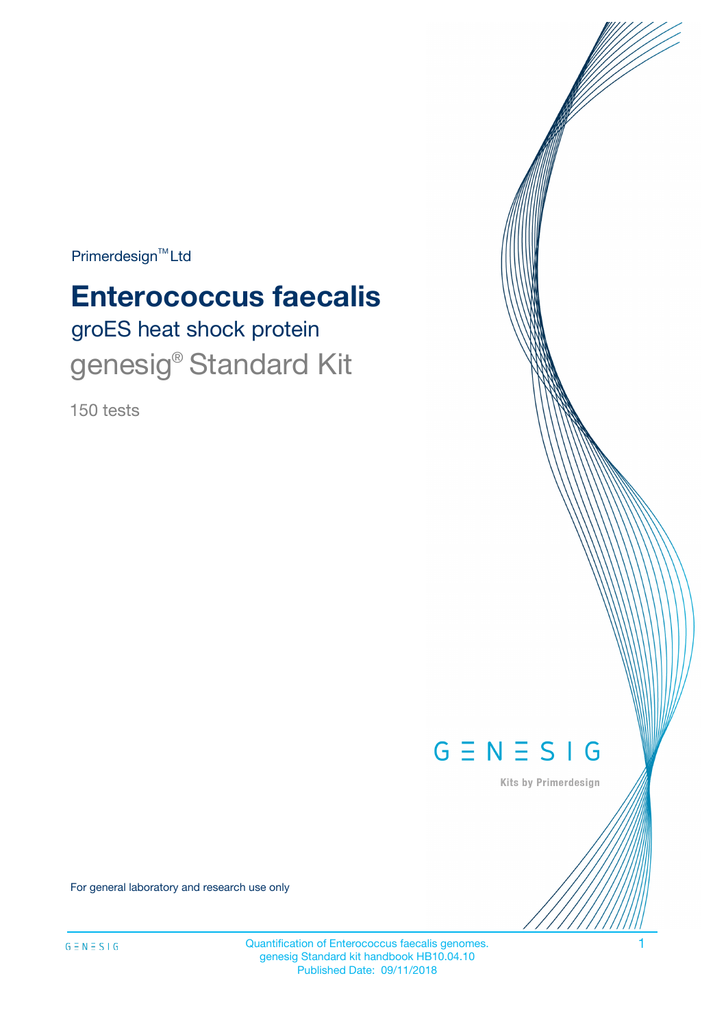Primerdesign™ Ltd

# Enterococcus faecalis

## groES heat shock protein

## genesig® Standard Kit

150 tests

GENESIG

Kits by Primerdesign

For general laboratory and research use only

Quantification of Enterococcus faecalis genomes.
genesig Standard kit handbook HB10.04.10
Published Date: 09/11/2018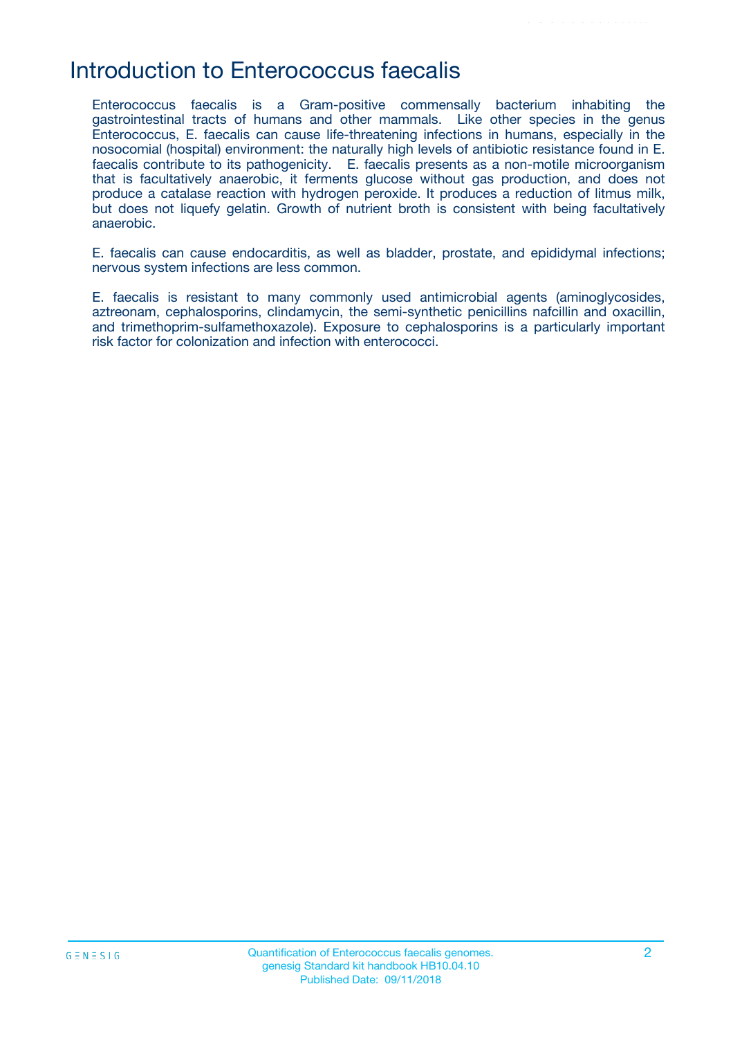# Introduction to Enterococcus faecalis

Enterococcus faecalis is a Gram-positive commensally bacterium inhabiting the gastrointestinal tracts of humans and other mammals. Like other species in the genus Enterococcus, E. faecalis can cause life-threatening infections in humans, especially in the nosocomial (hospital) environment: the naturally high levels of antibiotic resistance found in E. faecalis contribute to its pathogenicity. E. faecalis presents as a non-motile microorganism that is facultatively anaerobic, it ferments glucose without gas production, and does not produce a catalase reaction with hydrogen peroxide. It produces a reduction of litmus milk, but does not liquefy gelatin. Growth of nutrient broth is consistent with being facultatively anaerobic.

E. faecalis can cause endocarditis, as well as bladder, prostate, and epididymal infections; nervous system infections are less common.

E. faecalis is resistant to many commonly used antimicrobial agents (aminoglycosides, aztreonam, cephalosporins, clindamycin, the semi-synthetic penicillins nafcillin and oxacillin, and trimethoprim-sulfamethoxazole). Exposure to cephalosporins is a particularly important risk factor for colonization and infection with enterococci.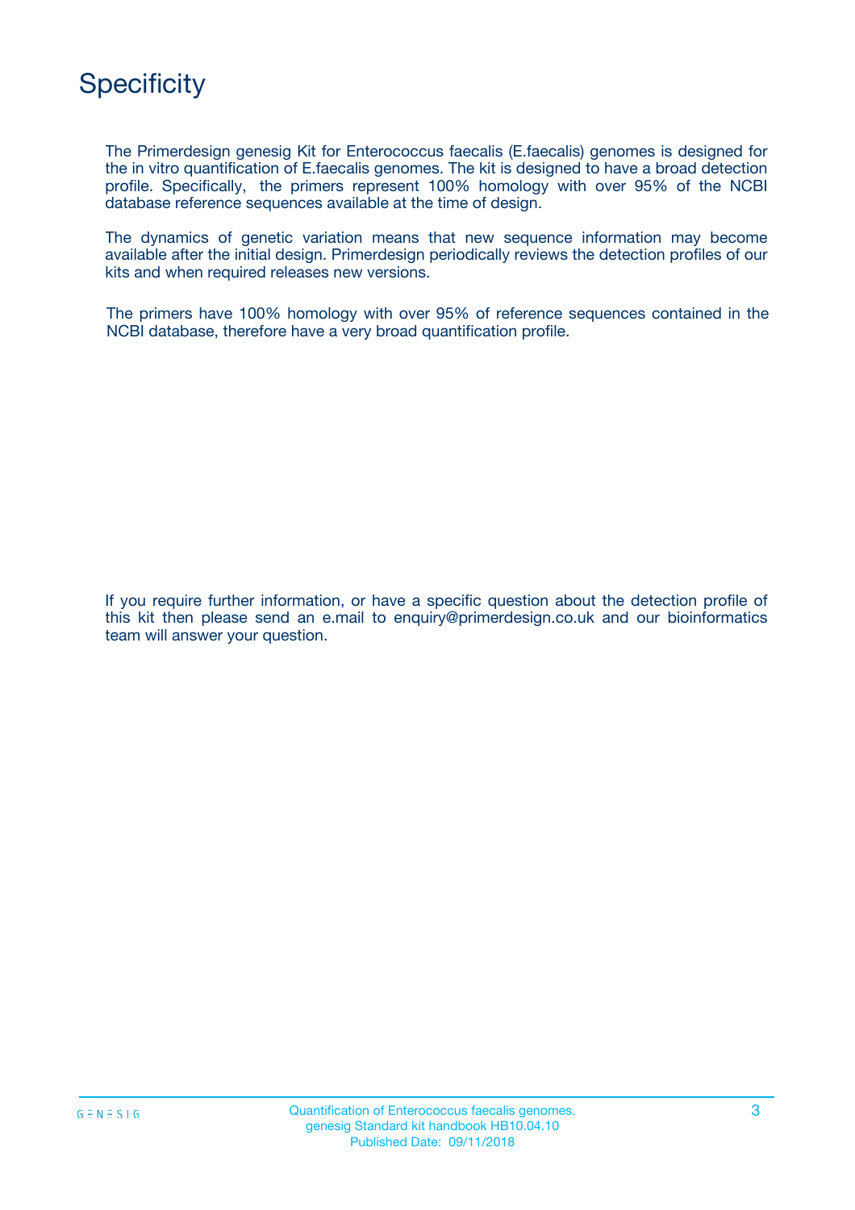# Specificity

The Primerdesign genesig Kit for Enterococcus faecalis (E.faecalis) genomes is designed for the in vitro quantification of E.faecalis genomes. The kit is designed to have a broad detection profile. Specifically, the primers represent 100% homology with over 95% of the NCBI database reference sequences available at the time of design.

The dynamics of genetic variation means that new sequence information may become available after the initial design. Primerdesign periodically reviews the detection profiles of our kits and when required releases new versions.

The primers have 100% homology with over 95% of reference sequences contained in the NCBI database, therefore have a very broad quantification profile.

If you require further information, or have a specific question about the detection profile of this kit then please send an e.mail to enquiry@primerdesign.co.uk and our bioinformatics team will answer your question.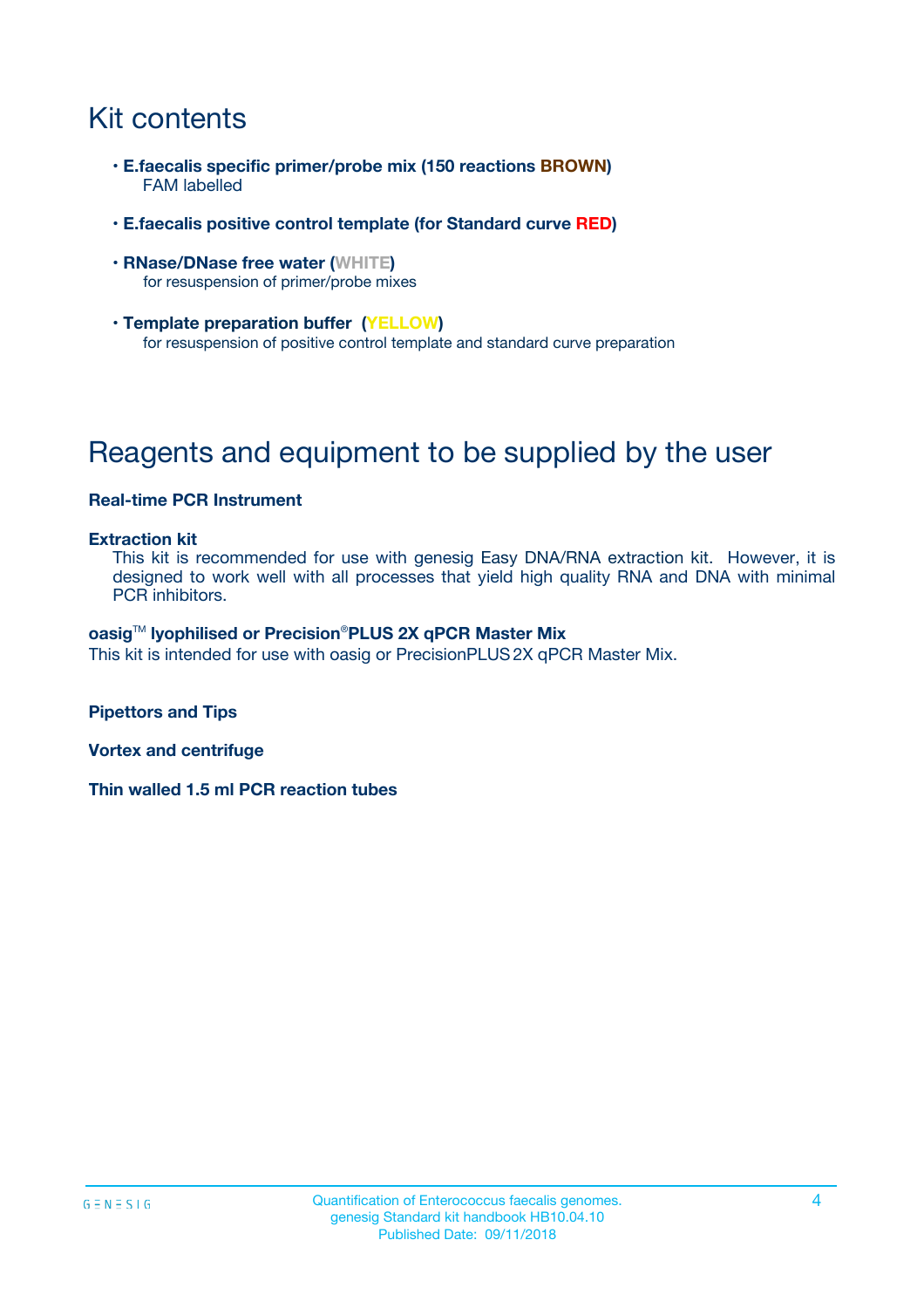# Kit contents

- **E.faecalis specific primer/probe mix (150 reactions BROWN)**
  FAM labelled
- **E.faecalis positive control template (for Standard curve RED)**
- **RNase/DNase free water (WHITE)**
  for resuspension of primer/probe mixes
- **Template preparation buffer (YELLOW)**
  for resuspension of positive control template and standard curve preparation

# Reagents and equipment to be supplied by the user

**Real-time PCR Instrument**

**Extraction kit**

This kit is recommended for use with genesig Easy DNA/RNA extraction kit. However, it is designed to work well with all processes that yield high quality RNA and DNA with minimal PCR inhibitors.

**oasig™ lyophilised or Precision®PLUS 2X qPCR Master Mix**

This kit is intended for use with oasig or PrecisionPLUS 2X qPCR Master Mix.

**Pipettors and Tips**

**Vortex and centrifuge**

**Thin walled 1.5 ml PCR reaction tubes**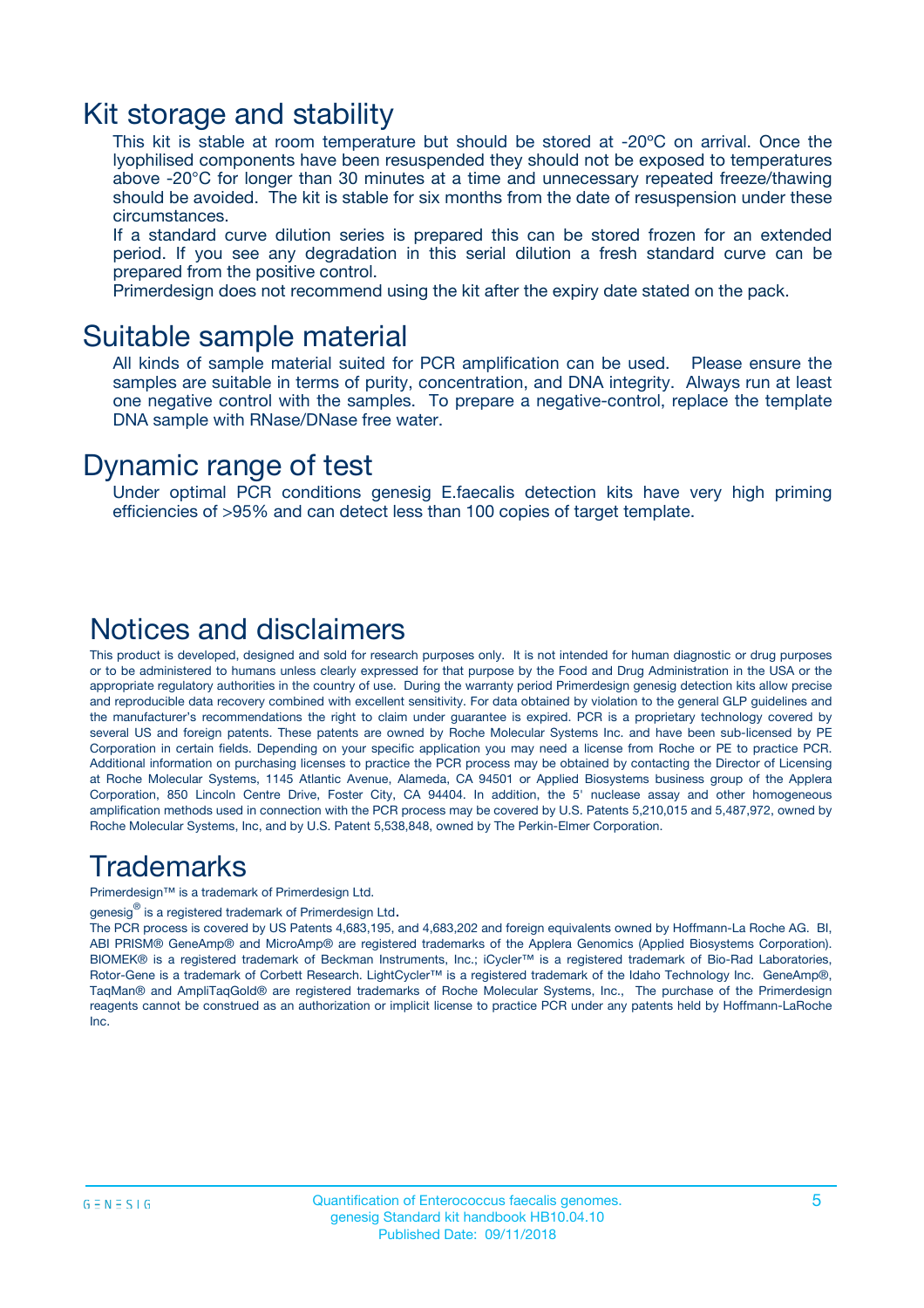# Kit storage and stability

This kit is stable at room temperature but should be stored at -20ºC on arrival. Once the lyophilised components have been resuspended they should not be exposed to temperatures above -20°C for longer than 30 minutes at a time and unnecessary repeated freeze/thawing should be avoided. The kit is stable for six months from the date of resuspension under these circumstances.

If a standard curve dilution series is prepared this can be stored frozen for an extended period. If you see any degradation in this serial dilution a fresh standard curve can be prepared from the positive control.

Primerdesign does not recommend using the kit after the expiry date stated on the pack.

# Suitable sample material

All kinds of sample material suited for PCR amplification can be used. Please ensure the samples are suitable in terms of purity, concentration, and DNA integrity. Always run at least one negative control with the samples. To prepare a negative-control, replace the template DNA sample with RNase/DNase free water.

# Dynamic range of test

Under optimal PCR conditions genesig E.faecalis detection kits have very high priming efficiencies of >95% and can detect less than 100 copies of target template.

# Notices and disclaimers

This product is developed, designed and sold for research purposes only. It is not intended for human diagnostic or drug purposes or to be administered to humans unless clearly expressed for that purpose by the Food and Drug Administration in the USA or the appropriate regulatory authorities in the country of use. During the warranty period Primerdesign genesig detection kits allow precise and reproducible data recovery combined with excellent sensitivity. For data obtained by violation to the general GLP guidelines and the manufacturer's recommendations the right to claim under guarantee is expired. PCR is a proprietary technology covered by several US and foreign patents. These patents are owned by Roche Molecular Systems Inc. and have been sub-licensed by PE Corporation in certain fields. Depending on your specific application you may need a license from Roche or PE to practice PCR. Additional information on purchasing licenses to practice the PCR process may be obtained by contacting the Director of Licensing at Roche Molecular Systems, 1145 Atlantic Avenue, Alameda, CA 94501 or Applied Biosystems business group of the Applera Corporation, 850 Lincoln Centre Drive, Foster City, CA 94404. In addition, the 5' nuclease assay and other homogeneous amplification methods used in connection with the PCR process may be covered by U.S. Patents 5,210,015 and 5,487,972, owned by Roche Molecular Systems, Inc, and by U.S. Patent 5,538,848, owned by The Perkin-Elmer Corporation.

# Trademarks

Primerdesign™ is a trademark of Primerdesign Ltd.

genesig® is a registered trademark of Primerdesign Ltd.

The PCR process is covered by US Patents 4,683,195, and 4,683,202 and foreign equivalents owned by Hoffmann-La Roche AG. BI, ABI PRISM® GeneAmp® and MicroAmp® are registered trademarks of the Applera Genomics (Applied Biosystems Corporation). BIOMEK® is a registered trademark of Beckman Instruments, Inc.; iCycler™ is a registered trademark of Bio-Rad Laboratories, Rotor-Gene is a trademark of Corbett Research. LightCycler™ is a registered trademark of the Idaho Technology Inc. GeneAmp®, TaqMan® and AmpliTaqGold® are registered trademarks of Roche Molecular Systems, Inc., The purchase of the Primerdesign reagents cannot be construed as an authorization or implicit license to practice PCR under any patents held by Hoffmann-LaRoche Inc.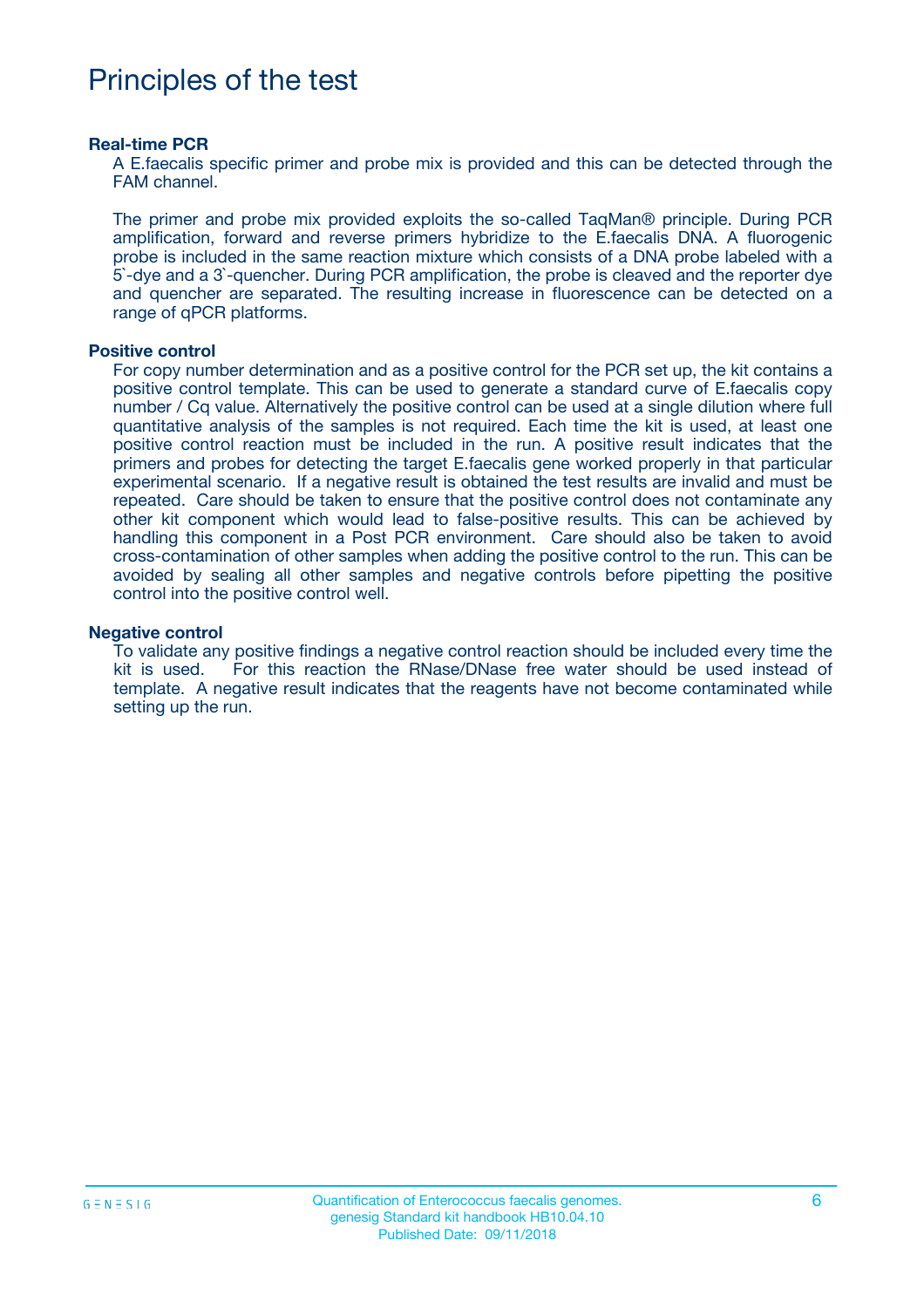# Principles of the test

### Real-time PCR

A E.faecalis specific primer and probe mix is provided and this can be detected through the FAM channel.

The primer and probe mix provided exploits the so-called TaqMan® principle. During PCR amplification, forward and reverse primers hybridize to the E.faecalis DNA. A fluorogenic probe is included in the same reaction mixture which consists of a DNA probe labeled with a 5`-dye and a 3`-quencher. During PCR amplification, the probe is cleaved and the reporter dye and quencher are separated. The resulting increase in fluorescence can be detected on a range of qPCR platforms.

### Positive control

For copy number determination and as a positive control for the PCR set up, the kit contains a positive control template. This can be used to generate a standard curve of E.faecalis copy number / Cq value. Alternatively the positive control can be used at a single dilution where full quantitative analysis of the samples is not required. Each time the kit is used, at least one positive control reaction must be included in the run. A positive result indicates that the primers and probes for detecting the target E.faecalis gene worked properly in that particular experimental scenario. If a negative result is obtained the test results are invalid and must be repeated. Care should be taken to ensure that the positive control does not contaminate any other kit component which would lead to false-positive results. This can be achieved by handling this component in a Post PCR environment. Care should also be taken to avoid cross-contamination of other samples when adding the positive control to the run. This can be avoided by sealing all other samples and negative controls before pipetting the positive control into the positive control well.

### Negative control

To validate any positive findings a negative control reaction should be included every time the kit is used. For this reaction the RNase/DNase free water should be used instead of template. A negative result indicates that the reagents have not become contaminated while setting up the run.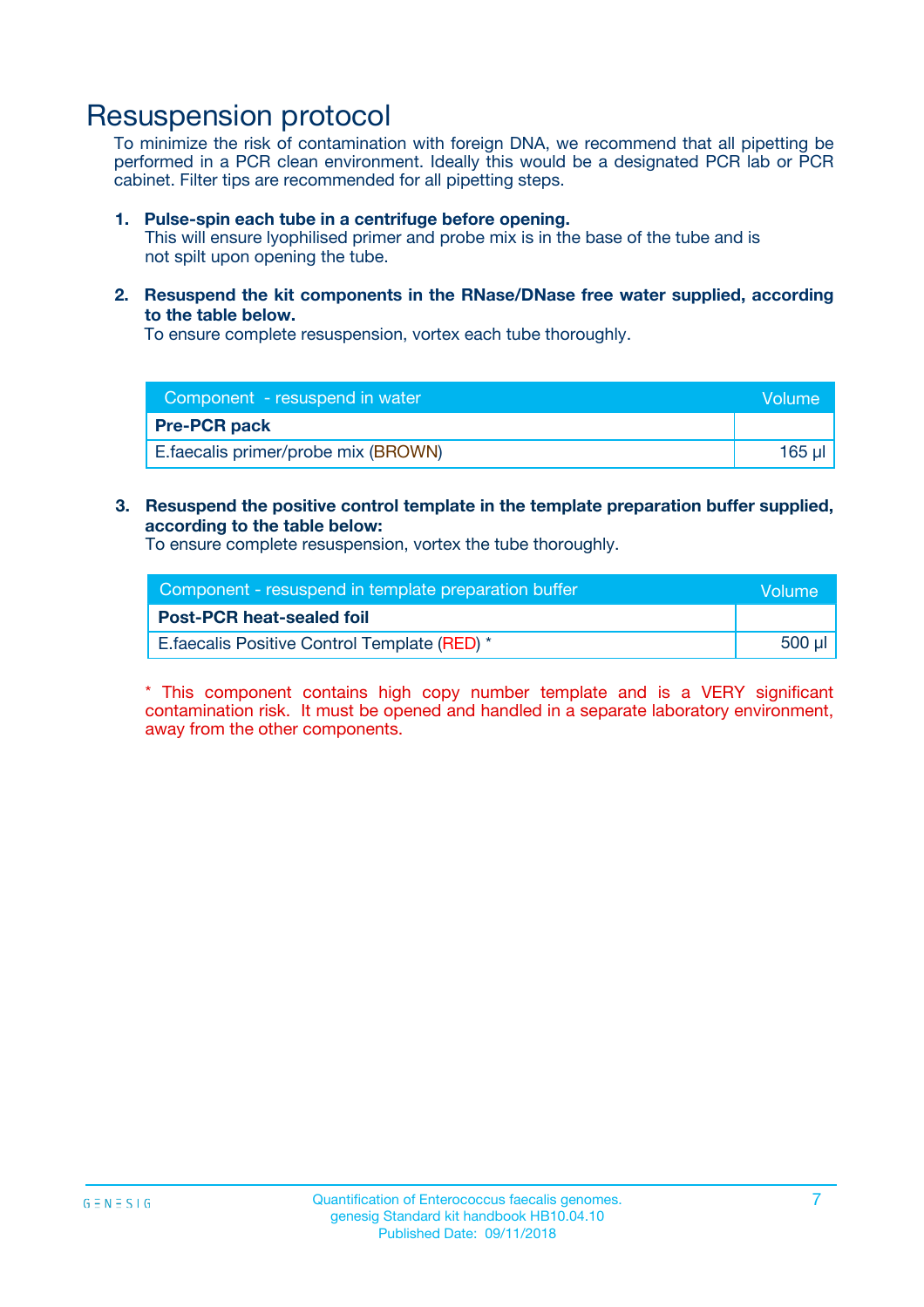# Resuspension protocol

To minimize the risk of contamination with foreign DNA, we recommend that all pipetting be performed in a PCR clean environment. Ideally this would be a designated PCR lab or PCR cabinet. Filter tips are recommended for all pipetting steps.

1. **Pulse-spin each tube in a centrifuge before opening.**
   This will ensure lyophilised primer and probe mix is in the base of the tube and is not spilt upon opening the tube.

2. **Resuspend the kit components in the RNase/DNase free water supplied, according to the table below.**
   To ensure complete resuspension, vortex each tube thoroughly.

| Component - resuspend in water | Volume |
|---|---|
| **Pre-PCR pack** | |
| E.faecalis primer/probe mix (BROWN) | 165 µl |

3. **Resuspend the positive control template in the template preparation buffer supplied, according to the table below:**
   To ensure complete resuspension, vortex the tube thoroughly.

| Component - resuspend in template preparation buffer | Volume |
|---|---|
| **Post-PCR heat-sealed foil** | |
| E.faecalis Positive Control Template (RED) * | 500 µl |

* This component contains high copy number template and is a VERY significant contamination risk. It must be opened and handled in a separate laboratory environment, away from the other components.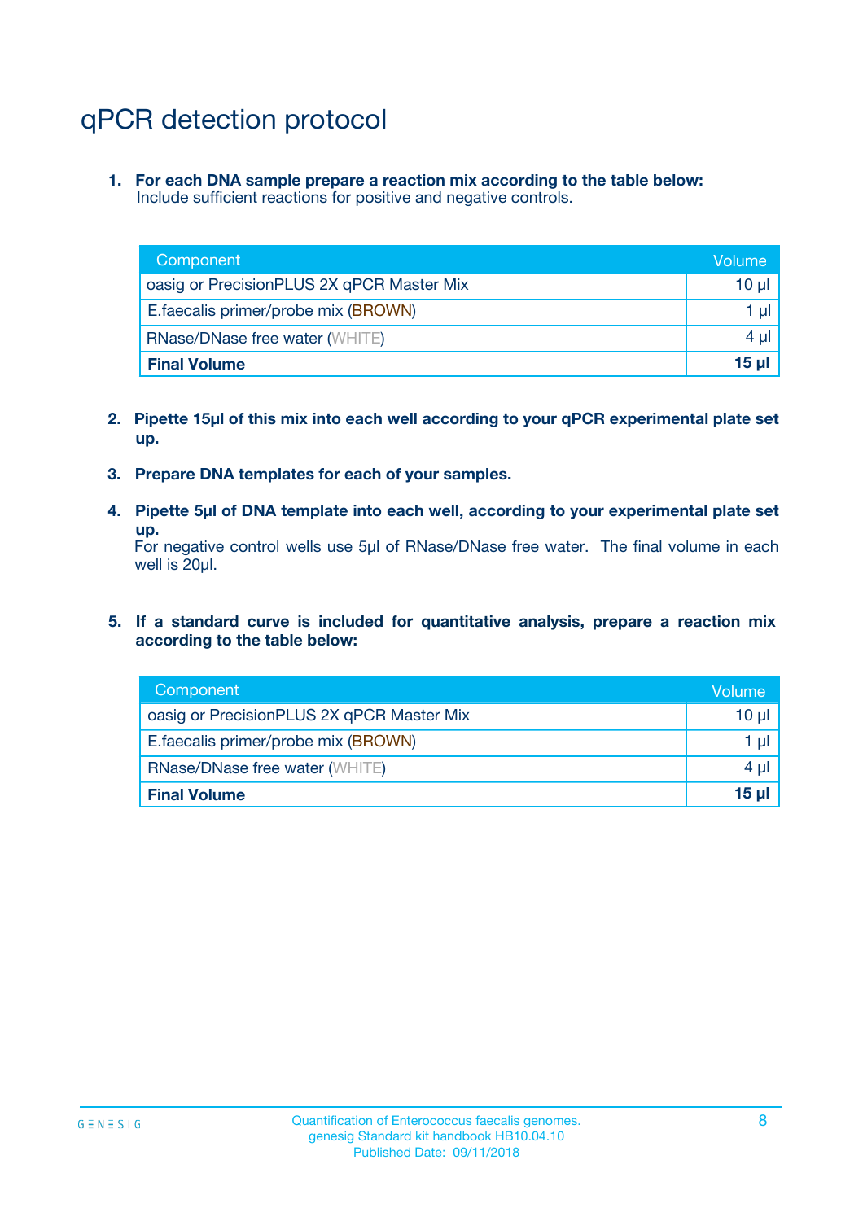# qPCR detection protocol

1. **For each DNA sample prepare a reaction mix according to the table below:**
   Include sufficient reactions for positive and negative controls.

| Component | Volume |
|---|---|
| oasig or PrecisionPLUS 2X qPCR Master Mix | 10 µl |
| E.faecalis primer/probe mix (BROWN) | 1 µl |
| RNase/DNase free water (WHITE) | 4 µl |
| **Final Volume** | **15 µl** |

2. **Pipette 15µl of this mix into each well according to your qPCR experimental plate set up.**

3. **Prepare DNA templates for each of your samples.**

4. **Pipette 5µl of DNA template into each well, according to your experimental plate set up.**
   For negative control wells use 5µl of RNase/DNase free water. The final volume in each well is 20µl.

5. **If a standard curve is included for quantitative analysis, prepare a reaction mix according to the table below:**

| Component | Volume |
|---|---|
| oasig or PrecisionPLUS 2X qPCR Master Mix | 10 µl |
| E.faecalis primer/probe mix (BROWN) | 1 µl |
| RNase/DNase free water (WHITE) | 4 µl |
| **Final Volume** | **15 µl** |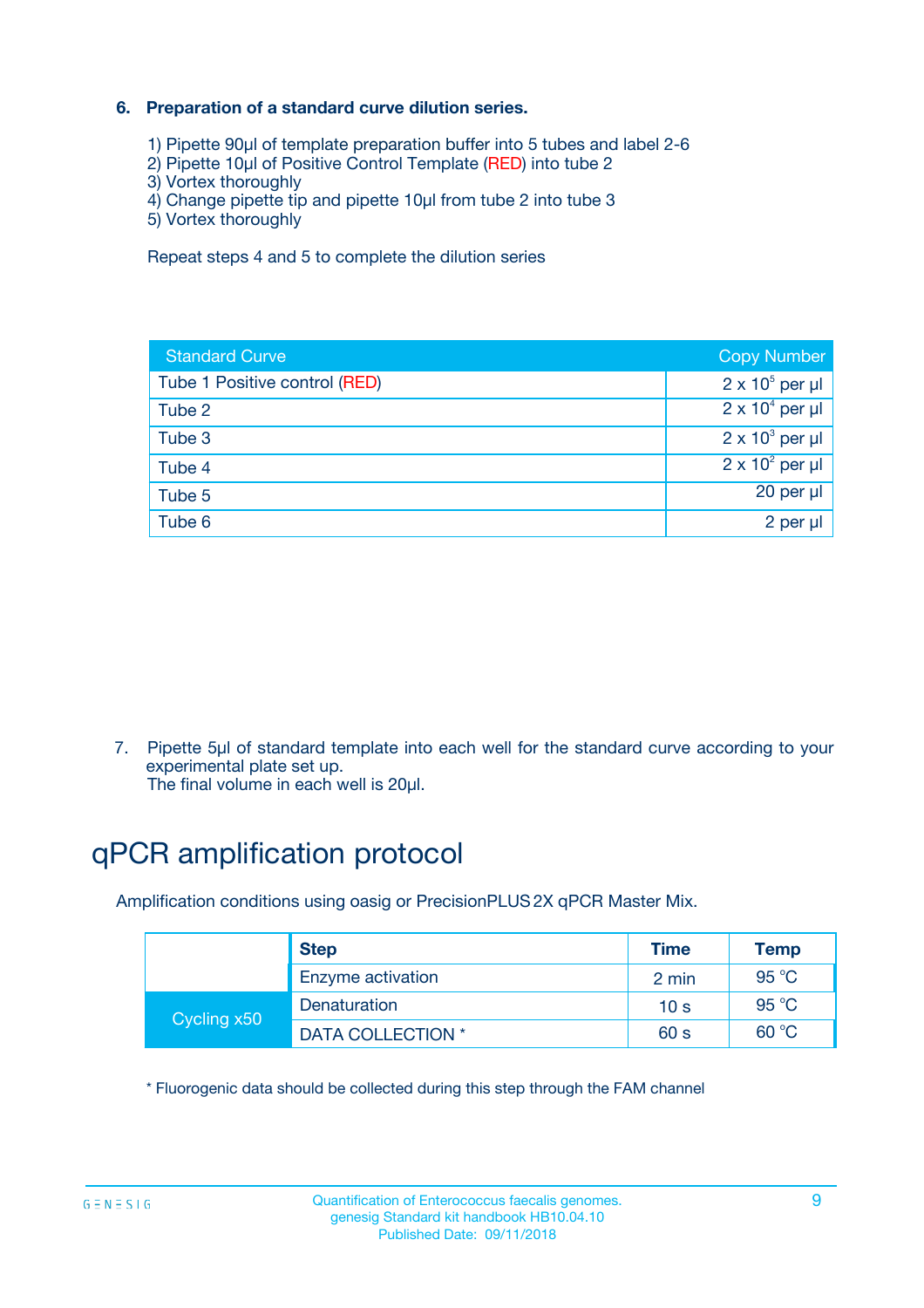### 6. Preparation of a standard curve dilution series.

1) Pipette 90µl of template preparation buffer into 5 tubes and label 2-6
2) Pipette 10µl of Positive Control Template (RED) into tube 2
3) Vortex thoroughly
4) Change pipette tip and pipette 10µl from tube 2 into tube 3
5) Vortex thoroughly

Repeat steps 4 and 5 to complete the dilution series

| Standard Curve | Copy Number |
|---|---|
| Tube 1 Positive control (RED) | $2 \times 10^5$ per µl |
| Tube 2 | $2 \times 10^4$ per µl |
| Tube 3 | $2 \times 10^3$ per µl |
| Tube 4 | $2 \times 10^2$ per µl |
| Tube 5 | 20 per µl |
| Tube 6 | 2 per µl |

7. Pipette 5µl of standard template into each well for the standard curve according to your experimental plate set up.
The final volume in each well is 20µl.

# qPCR amplification protocol

Amplification conditions using oasig or PrecisionPLUS 2X qPCR Master Mix.

| | Step | Time | Temp |
|---|---|---|---|
| | Enzyme activation | 2 min | 95 °C |
| Cycling x50 | Denaturation | 10 s | 95 °C |
| | DATA COLLECTION * | 60 s | 60 °C |

* Fluorogenic data should be collected during this step through the FAM channel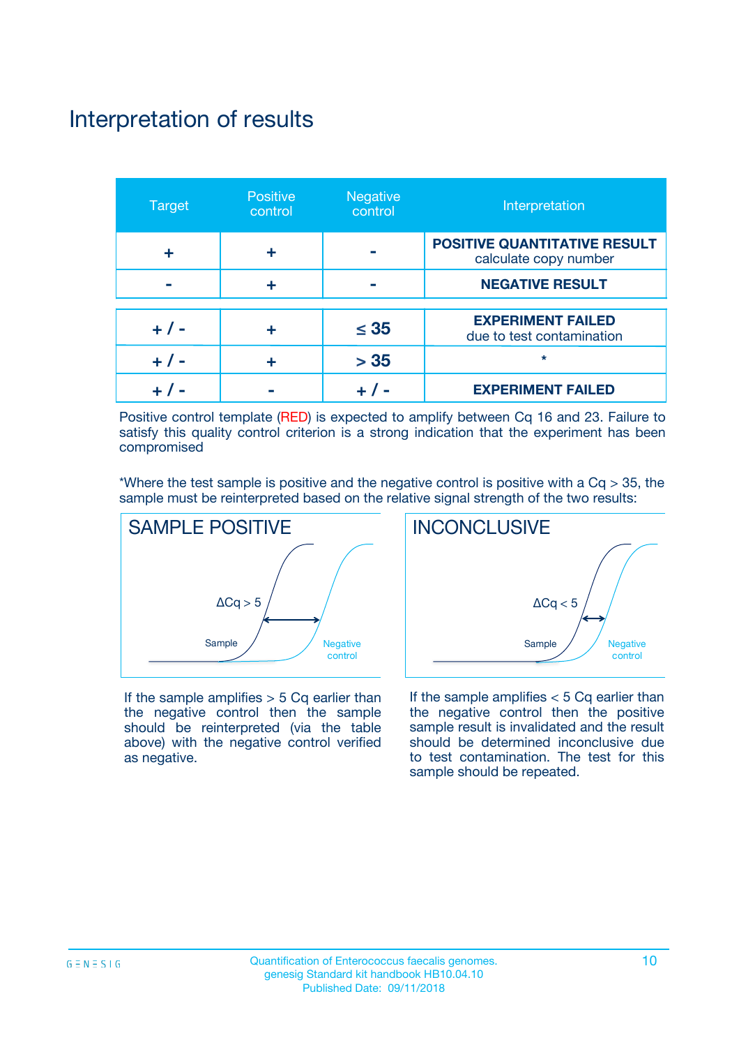# Interpretation of results

| Target | Positive control | Negative control | Interpretation |
|---|---|---|---|
| + | + | - | **POSITIVE QUANTITATIVE RESULT** calculate copy number |
| - | + | - | **NEGATIVE RESULT** |
| + / - | + | ≤ 35 | **EXPERIMENT FAILED** due to test contamination |
| + / - | + | > 35 | * |
| + / - | - | + / - | **EXPERIMENT FAILED** |

Positive control template (RED) is expected to amplify between Cq 16 and 23. Failure to satisfy this quality control criterion is a strong indication that the experiment has been compromised

*Where the test sample is positive and the negative control is positive with a Cq > 35, the sample must be reinterpreted based on the relative signal strength of the two results:

SAMPLE POSITIVE

ΔCq > 5

Sample

Negative control

If the sample amplifies > 5 Cq earlier than the negative control then the sample should be reinterpreted (via the table above) with the negative control verified as negative.

INCONCLUSIVE

ΔCq < 5

Sample

Negative control

If the sample amplifies < 5 Cq earlier than the negative control then the positive sample result is invalidated and the result should be determined inconclusive due to test contamination. The test for this sample should be repeated.